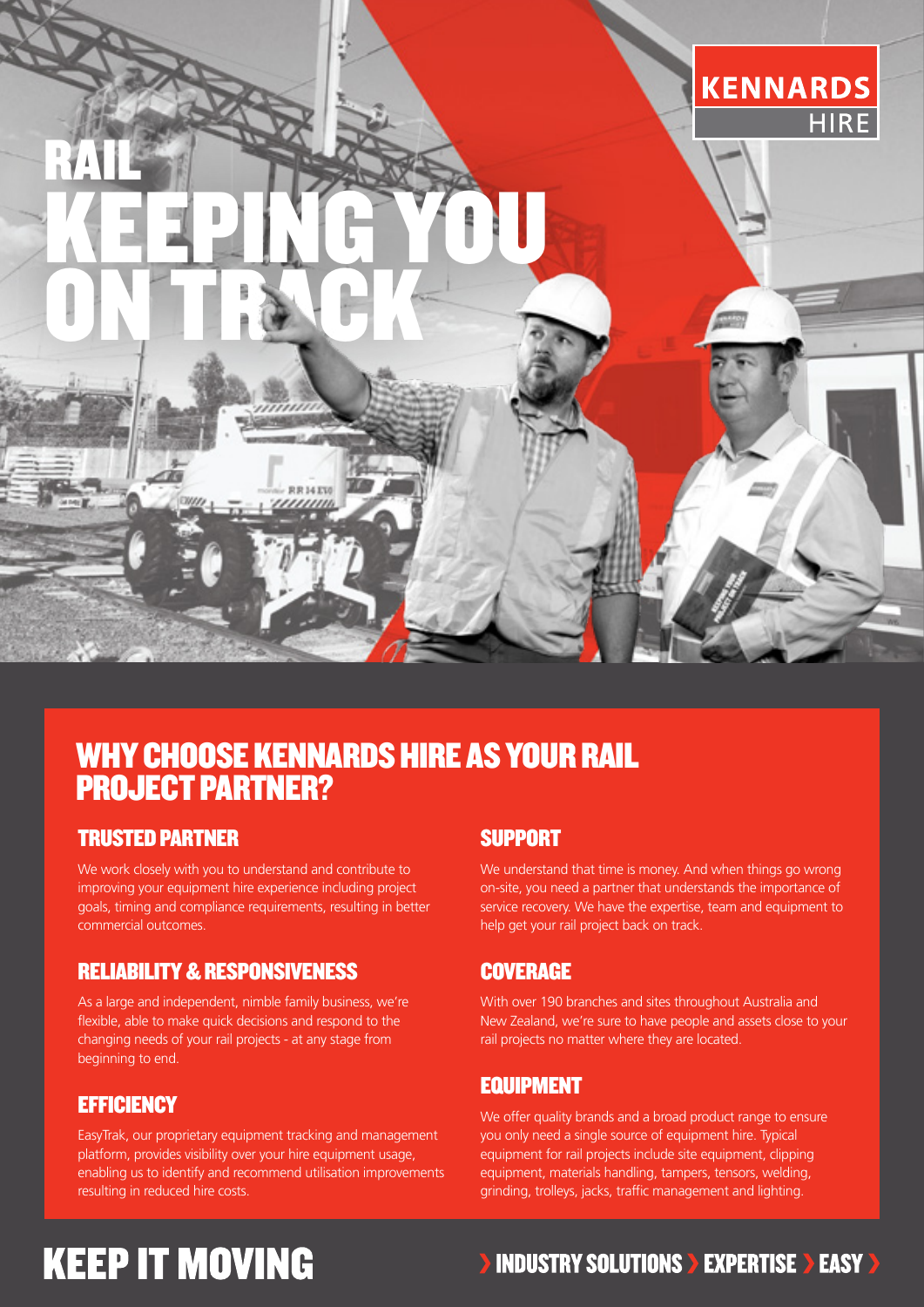KENNARDS HIRE

# RAIL KEEPING YOU ON TRACK

## WHY CHOOSE KENNARDS HIRE AS YOUR RAIL PROJECT PARTNER?

### TRUSTED PARTNER

We work closely with you to understand and contribute to improving your equipment hire experience including project goals, timing and compliance requirements, resulting in better commercial outcomes.

### RELIABILITY & RESPONSIVENESS

As a large and independent, nimble family business, we're flexible, able to make quick decisions and respond to the changing needs of your rail projects - at any stage from beginning to end.

### EFFICIENCY

EasyTrak, our proprietary equipment tracking and management platform, provides visibility over your hire equipment usage, enabling us to identify and recommend utilisation improvements resulting in reduced hire costs.

### SUPPORT

We understand that time is money. And when things go wrong on-site, you need a partner that understands the importance of service recovery. We have the expertise, team and equipment to help get your rail project back on track.

### COVERAGE

With over 190 branches and sites throughout Australia and New Zealand, we're sure to have people and assets close to your rail projects no matter where they are located.

### EQUIPMENT

We offer quality brands and a broad product range to ensure you only need a single source of equipment hire. Typical equipment for rail projects include site equipment, clipping equipment, materials handling, tampers, tensors, welding, grinding, trolleys, jacks, traffic management and lighting.

# KEEP IT MOVING

› INDUSTRY SOLUTIONS › EXPERTISE › EASY ›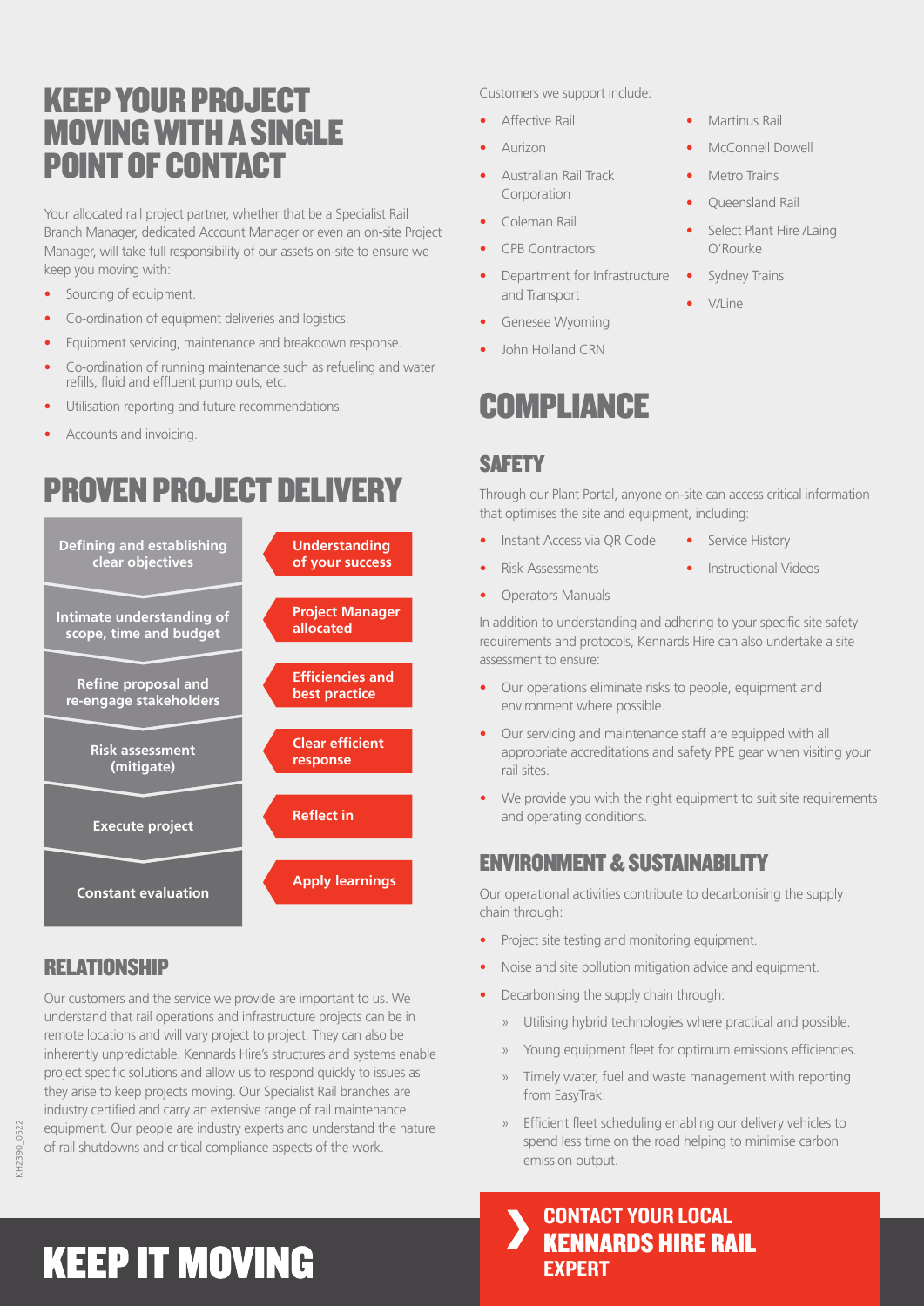# KEEP YOUR PROJECT MOVING WITH A SINGLE POINT OF CONTACT

Your allocated rail project partner, whether that be a Specialist Rail Branch Manager, dedicated Account Manager or even an on-site Project Manager, will take full responsibility of our assets on-site to ensure we keep you moving with:

- Sourcing of equipment.
- Co-ordination of equipment deliveries and logistics.
- Equipment servicing, maintenance and breakdown response.
- Co-ordination of running maintenance such as refueling and water refills, fluid and effluent pump outs, etc.
- Utilisation reporting and future recommendations.
- Accounts and invoicing.

# PROVEN PROJECT DELIVERY

| | |
|---|---|
| Defining and establishing clear objectives | Understanding of your success |
| Intimate understanding of scope, time and budget | Project Manager allocated |
| Refine proposal and re-engage stakeholders | Efficiencies and best practice |
| Risk assessment (mitigate) | Clear efficient response |
| Execute project | Reflect in |
| Constant evaluation | Apply learnings |

## RELATIONSHIP

Our customers and the service we provide are important to us. We understand that rail operations and infrastructure projects can be in remote locations and will vary project to project. They can also be inherently unpredictable. Kennards Hire's structures and systems enable project specific solutions and allow us to respond quickly to issues as they arise to keep projects moving. Our Specialist Rail branches are industry certified and carry an extensive range of rail maintenance equipment. Our people are industry experts and understand the nature of rail shutdowns and critical compliance aspects of the work.

Customers we support include:

- Affective Rail
- Aurizon
- Australian Rail Track Corporation
- Coleman Rail
- CPB Contractors
- Department for Infrastructure and Transport
- Genesee Wyoming
- John Holland CRN
- Martinus Rail
- McConnell Dowell
- Metro Trains
- Queensland Rail
- Select Plant Hire /Laing O'Rourke
- Sydney Trains
- V/Line

# COMPLIANCE

## SAFETY

Through our Plant Portal, anyone on-site can access critical information that optimises the site and equipment, including:

- Instant Access via QR Code
- Risk Assessments
- Operators Manuals
- Service History
- Instructional Videos

In addition to understanding and adhering to your specific site safety requirements and protocols, Kennards Hire can also undertake a site assessment to ensure:

- Our operations eliminate risks to people, equipment and environment where possible.
- Our servicing and maintenance staff are equipped with all appropriate accreditations and safety PPE gear when visiting your rail sites.
- We provide you with the right equipment to suit site requirements and operating conditions.

## ENVIRONMENT & SUSTAINABILITY

Our operational activities contribute to decarbonising the supply chain through:

- Project site testing and monitoring equipment.
- Noise and site pollution mitigation advice and equipment.
- Decarbonising the supply chain through:
  - Utilising hybrid technologies where practical and possible.
  - Young equipment fleet for optimum emissions efficiencies.
  - Timely water, fuel and waste management with reporting from EasyTrak.
  - Efficient fleet scheduling enabling our delivery vehicles to spend less time on the road helping to minimise carbon emission output.

KH2390_0522

# KEEP IT MOVING

**CONTACT YOUR LOCAL KENNARDS HIRE RAIL EXPERT**